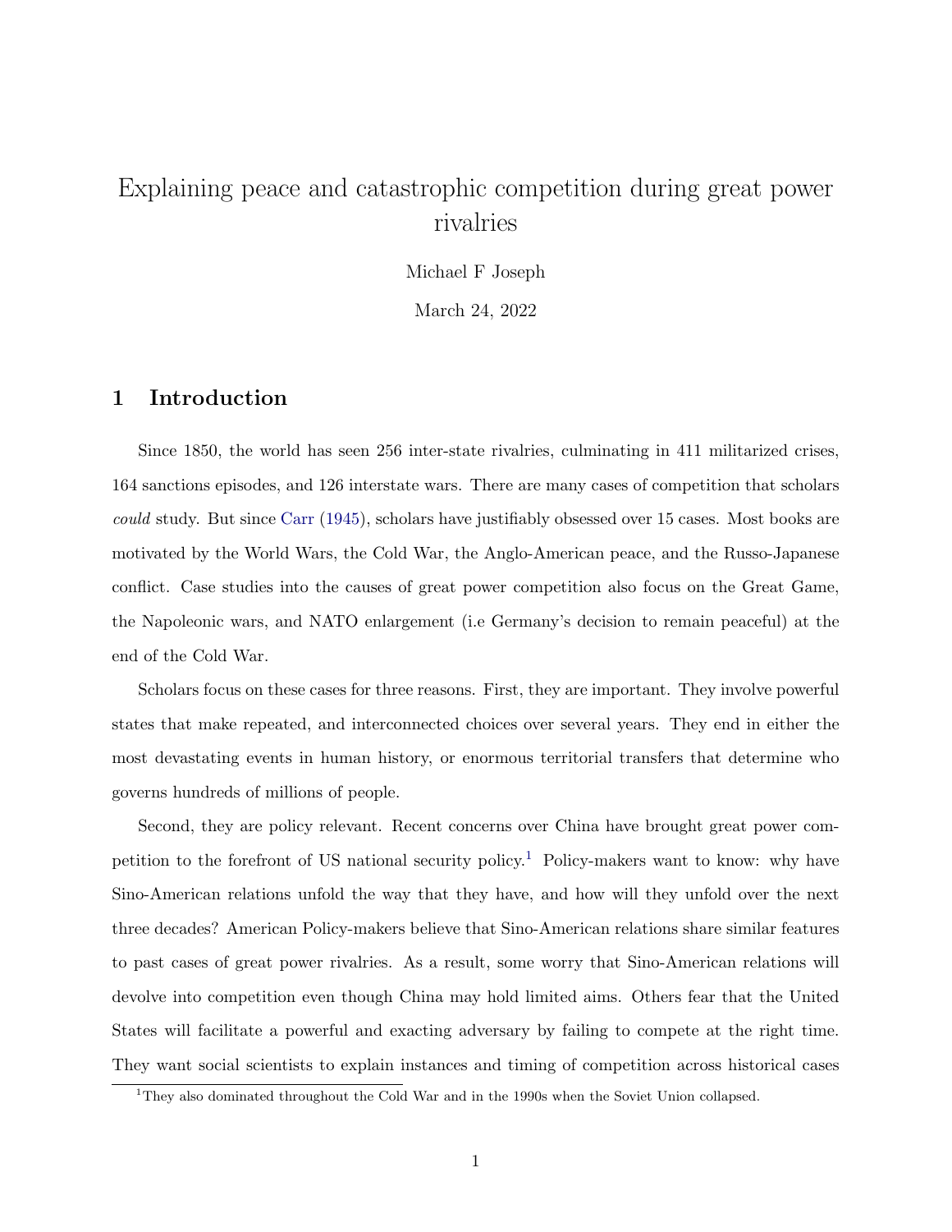# Explaining peace and catastrophic competition during great power rivalries

Michael F Joseph

March 24, 2022

## 1 Introduction

Since 1850, the world has seen 256 inter-state rivalries, culminating in 411 militarized crises, 164 sanctions episodes, and 126 interstate wars. There are many cases of competition that scholars *could* study. But since Carr (1945), scholars have justifiably obsessed over 15 cases. Most books are motivated by the World Wars, the Cold War, the Anglo-American peace, and the Russo-Japanese conflict. Case studies into the causes of great power competition also focus on the Great Game, the Napoleonic wars, and NATO enlargement (i.e Germany's decision to remain peaceful) at the end of the Cold War.

Scholars focus on these cases for three reasons. First, they are important. They involve powerful states that make repeated, and interconnected choices over several years. They end in either the most devastating events in human history, or enormous territorial transfers that determine who governs hundreds of millions of people.

Second, they are policy relevant. Recent concerns over China have brought great power competition to the forefront of US national security policy.[1] Policy-makers want to know: why have Sino-American relations unfold the way that they have, and how will they unfold over the next three decades? American Policy-makers believe that Sino-American relations share similar features to past cases of great power rivalries. As a result, some worry that Sino-American relations will devolve into competition even though China may hold limited aims. Others fear that the United States will facilitate a powerful and exacting adversary by failing to compete at the right time. They want social scientists to explain instances and timing of competition across historical cases

[1] They also dominated throughout the Cold War and in the 1990s when the Soviet Union collapsed.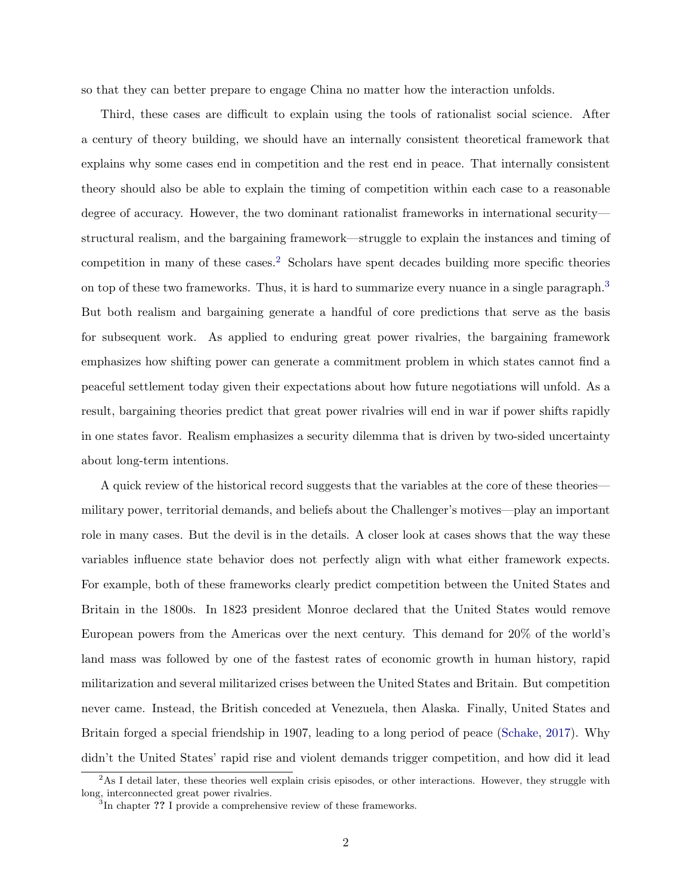so that they can better prepare to engage China no matter how the interaction unfolds.

Third, these cases are difficult to explain using the tools of rationalist social science. After a century of theory building, we should have an internally consistent theoretical framework that explains why some cases end in competition and the rest end in peace. That internally consistent theory should also be able to explain the timing of competition within each case to a reasonable degree of accuracy. However, the two dominant rationalist frameworks in international security—structural realism, and the bargaining framework—struggle to explain the instances and timing of competition in many of these cases.[2] Scholars have spent decades building more specific theories on top of these two frameworks. Thus, it is hard to summarize every nuance in a single paragraph.[3] But both realism and bargaining generate a handful of core predictions that serve as the basis for subsequent work. As applied to enduring great power rivalries, the bargaining framework emphasizes how shifting power can generate a commitment problem in which states cannot find a peaceful settlement today given their expectations about how future negotiations will unfold. As a result, bargaining theories predict that great power rivalries will end in war if power shifts rapidly in one states favor. Realism emphasizes a security dilemma that is driven by two-sided uncertainty about long-term intentions.

A quick review of the historical record suggests that the variables at the core of these theories—military power, territorial demands, and beliefs about the Challenger's motives—play an important role in many cases. But the devil is in the details. A closer look at cases shows that the way these variables influence state behavior does not perfectly align with what either framework expects. For example, both of these frameworks clearly predict competition between the United States and Britain in the 1800s. In 1823 president Monroe declared that the United States would remove European powers from the Americas over the next century. This demand for 20% of the world's land mass was followed by one of the fastest rates of economic growth in human history, rapid militarization and several militarized crises between the United States and Britain. But competition never came. Instead, the British conceded at Venezuela, then Alaska. Finally, United States and Britain forged a special friendship in 1907, leading to a long period of peace (Schake, 2017). Why didn't the United States' rapid rise and violent demands trigger competition, and how did it lead

[2] As I detail later, these theories well explain crisis episodes, or other interactions. However, they struggle with long, interconnected great power rivalries.

[3] In chapter ?? I provide a comprehensive review of these frameworks.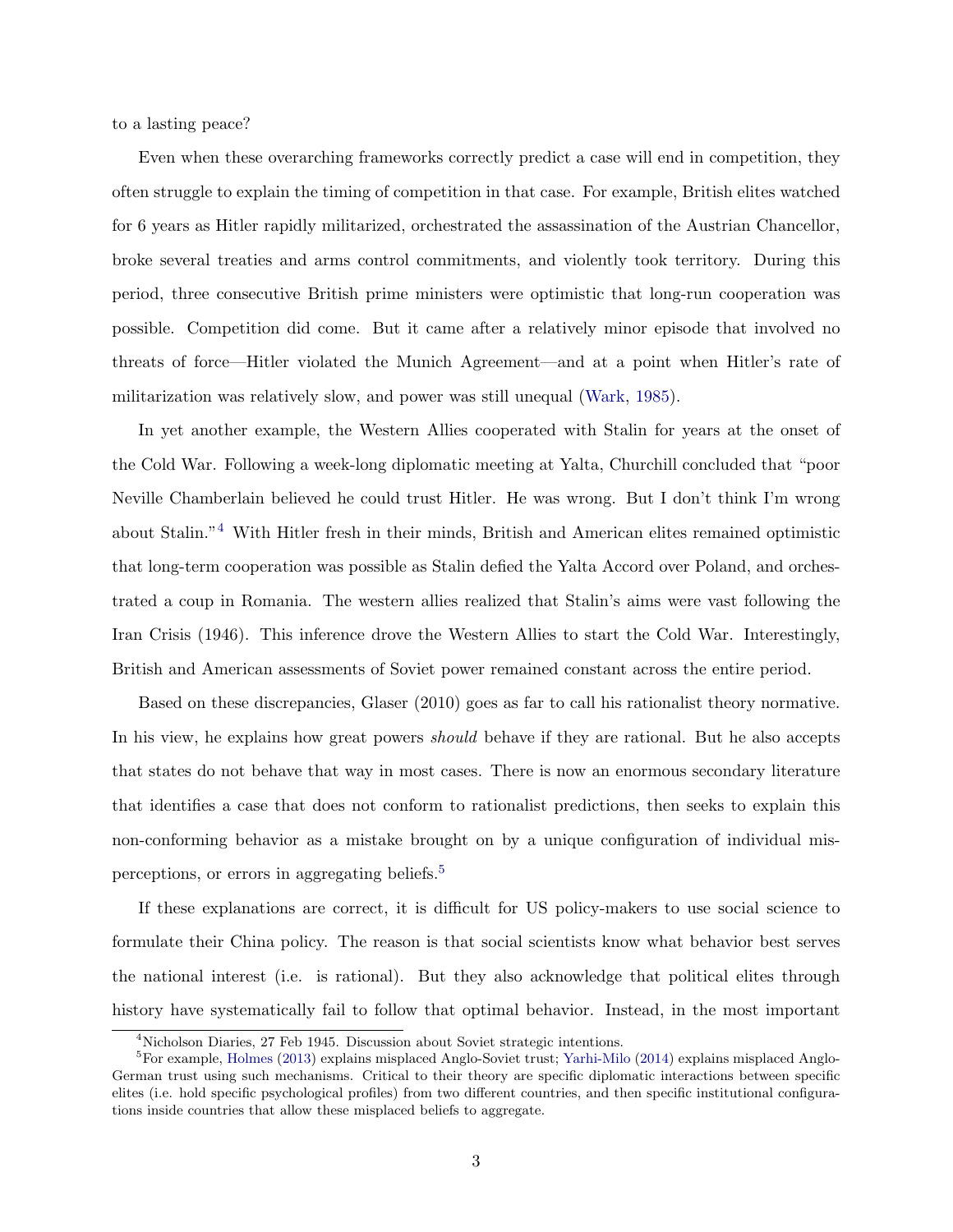to a lasting peace?

Even when these overarching frameworks correctly predict a case will end in competition, they often struggle to explain the timing of competition in that case. For example, British elites watched for 6 years as Hitler rapidly militarized, orchestrated the assassination of the Austrian Chancellor, broke several treaties and arms control commitments, and violently took territory. During this period, three consecutive British prime ministers were optimistic that long-run cooperation was possible. Competition did come. But it came after a relatively minor episode that involved no threats of force—Hitler violated the Munich Agreement—and at a point when Hitler's rate of militarization was relatively slow, and power was still unequal (Wark, 1985).

In yet another example, the Western Allies cooperated with Stalin for years at the onset of the Cold War. Following a week-long diplomatic meeting at Yalta, Churchill concluded that "poor Neville Chamberlain believed he could trust Hitler. He was wrong. But I don't think I'm wrong about Stalin."[4] With Hitler fresh in their minds, British and American elites remained optimistic that long-term cooperation was possible as Stalin defied the Yalta Accord over Poland, and orchestrated a coup in Romania. The western allies realized that Stalin's aims were vast following the Iran Crisis (1946). This inference drove the Western Allies to start the Cold War. Interestingly, British and American assessments of Soviet power remained constant across the entire period.

Based on these discrepancies, Glaser (2010) goes as far to call his rationalist theory normative. In his view, he explains how great powers *should* behave if they are rational. But he also accepts that states do not behave that way in most cases. There is now an enormous secondary literature that identifies a case that does not conform to rationalist predictions, then seeks to explain this non-conforming behavior as a mistake brought on by a unique configuration of individual misperceptions, or errors in aggregating beliefs.[5]

If these explanations are correct, it is difficult for US policy-makers to use social science to formulate their China policy. The reason is that social scientists know what behavior best serves the national interest (i.e. is rational). But they also acknowledge that political elites through history have systematically fail to follow that optimal behavior. Instead, in the most important

[4] Nicholson Diaries, 27 Feb 1945. Discussion about Soviet strategic intentions.

[5] For example, Holmes (2013) explains misplaced Anglo-Soviet trust; Yarhi-Milo (2014) explains misplaced Anglo-German trust using such mechanisms. Critical to their theory are specific diplomatic interactions between specific elites (i.e. hold specific psychological profiles) from two different countries, and then specific institutional configurations inside countries that allow these misplaced beliefs to aggregate.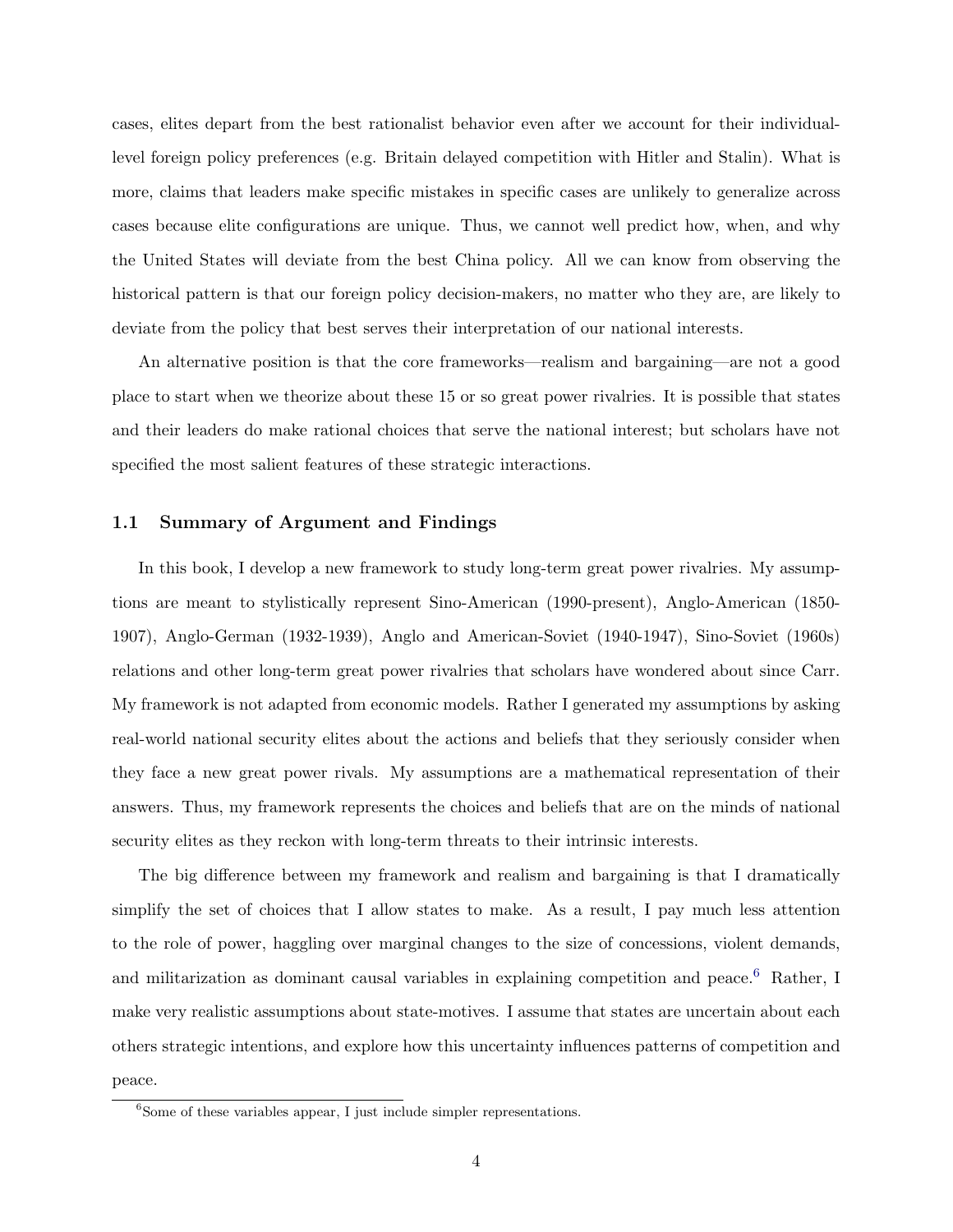cases, elites depart from the best rationalist behavior even after we account for their individual-level foreign policy preferences (e.g. Britain delayed competition with Hitler and Stalin). What is more, claims that leaders make specific mistakes in specific cases are unlikely to generalize across cases because elite configurations are unique. Thus, we cannot well predict how, when, and why the United States will deviate from the best China policy. All we can know from observing the historical pattern is that our foreign policy decision-makers, no matter who they are, are likely to deviate from the policy that best serves their interpretation of our national interests.

An alternative position is that the core frameworks—realism and bargaining—are not a good place to start when we theorize about these 15 or so great power rivalries. It is possible that states and their leaders do make rational choices that serve the national interest; but scholars have not specified the most salient features of these strategic interactions.

### 1.1 Summary of Argument and Findings

In this book, I develop a new framework to study long-term great power rivalries. My assumptions are meant to stylistically represent Sino-American (1990-present), Anglo-American (1850-1907), Anglo-German (1932-1939), Anglo and American-Soviet (1940-1947), Sino-Soviet (1960s) relations and other long-term great power rivalries that scholars have wondered about since Carr. My framework is not adapted from economic models. Rather I generated my assumptions by asking real-world national security elites about the actions and beliefs that they seriously consider when they face a new great power rivals. My assumptions are a mathematical representation of their answers. Thus, my framework represents the choices and beliefs that are on the minds of national security elites as they reckon with long-term threats to their intrinsic interests.

The big difference between my framework and realism and bargaining is that I dramatically simplify the set of choices that I allow states to make. As a result, I pay much less attention to the role of power, haggling over marginal changes to the size of concessions, violent demands, and militarization as dominant causal variables in explaining competition and peace.[6] Rather, I make very realistic assumptions about state-motives. I assume that states are uncertain about each others strategic intentions, and explore how this uncertainty influences patterns of competition and peace.

[6] Some of these variables appear, I just include simpler representations.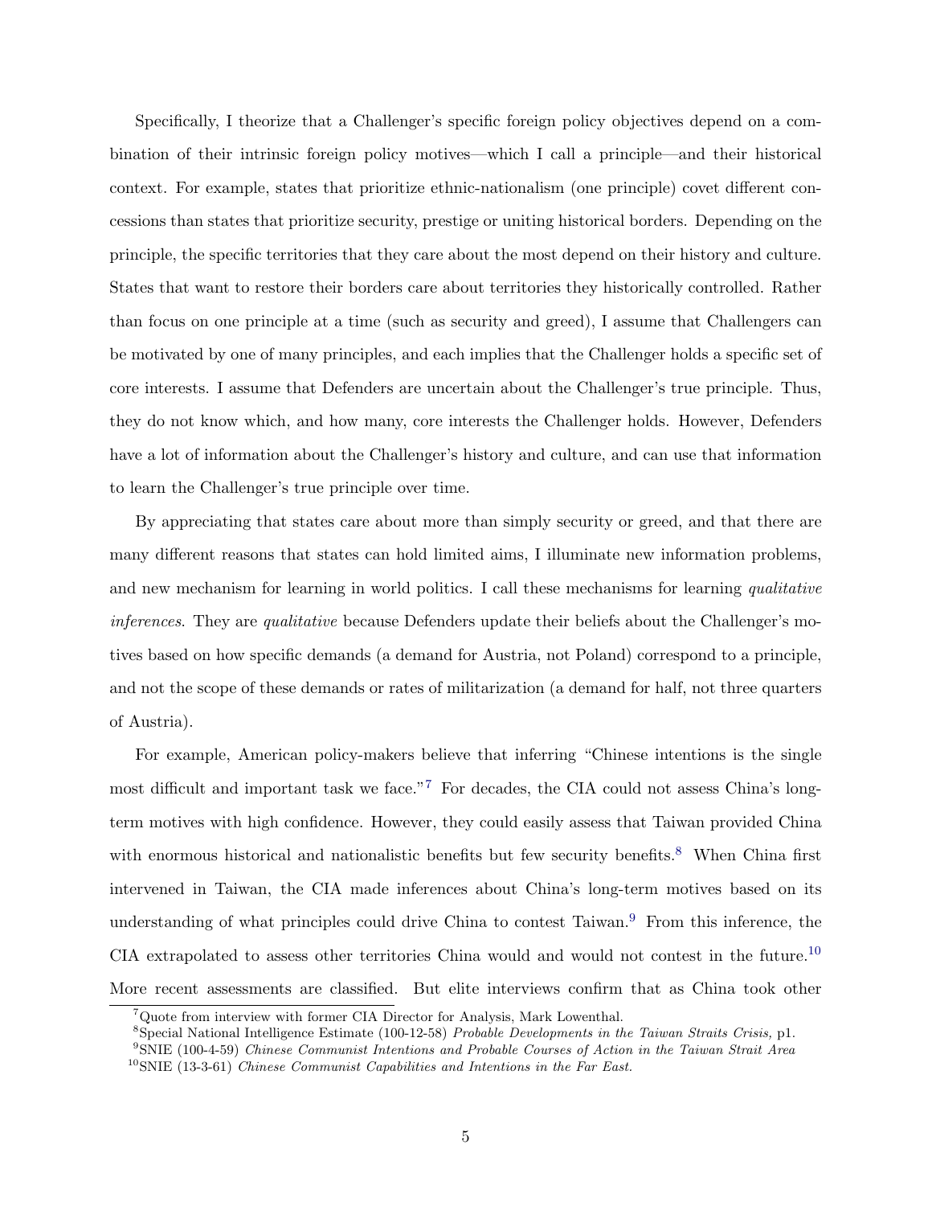Specifically, I theorize that a Challenger's specific foreign policy objectives depend on a combination of their intrinsic foreign policy motives—which I call a principle—and their historical context. For example, states that prioritize ethnic-nationalism (one principle) covet different concessions than states that prioritize security, prestige or uniting historical borders. Depending on the principle, the specific territories that they care about the most depend on their history and culture. States that want to restore their borders care about territories they historically controlled. Rather than focus on one principle at a time (such as security and greed), I assume that Challengers can be motivated by one of many principles, and each implies that the Challenger holds a specific set of core interests. I assume that Defenders are uncertain about the Challenger's true principle. Thus, they do not know which, and how many, core interests the Challenger holds. However, Defenders have a lot of information about the Challenger's history and culture, and can use that information to learn the Challenger's true principle over time.

By appreciating that states care about more than simply security or greed, and that there are many different reasons that states can hold limited aims, I illuminate new information problems, and new mechanism for learning in world politics. I call these mechanisms for learning *qualitative inferences*. They are *qualitative* because Defenders update their beliefs about the Challenger's motives based on how specific demands (a demand for Austria, not Poland) correspond to a principle, and not the scope of these demands or rates of militarization (a demand for half, not three quarters of Austria).

For example, American policy-makers believe that inferring "Chinese intentions is the single most difficult and important task we face."[7] For decades, the CIA could not assess China's long-term motives with high confidence. However, they could easily assess that Taiwan provided China with enormous historical and nationalistic benefits but few security benefits.[8] When China first intervened in Taiwan, the CIA made inferences about China's long-term motives based on its understanding of what principles could drive China to contest Taiwan.[9] From this inference, the CIA extrapolated to assess other territories China would and would not contest in the future.[10] More recent assessments are classified. But elite interviews confirm that as China took other

[7] Quote from interview with former CIA Director for Analysis, Mark Lowenthal.

[8] Special National Intelligence Estimate (100-12-58) *Probable Developments in the Taiwan Straits Crisis,* p1.

[9] SNIE (100-4-59) *Chinese Communist Intentions and Probable Courses of Action in the Taiwan Strait Area*

[10] SNIE (13-3-61) *Chinese Communist Capabilities and Intentions in the Far East.*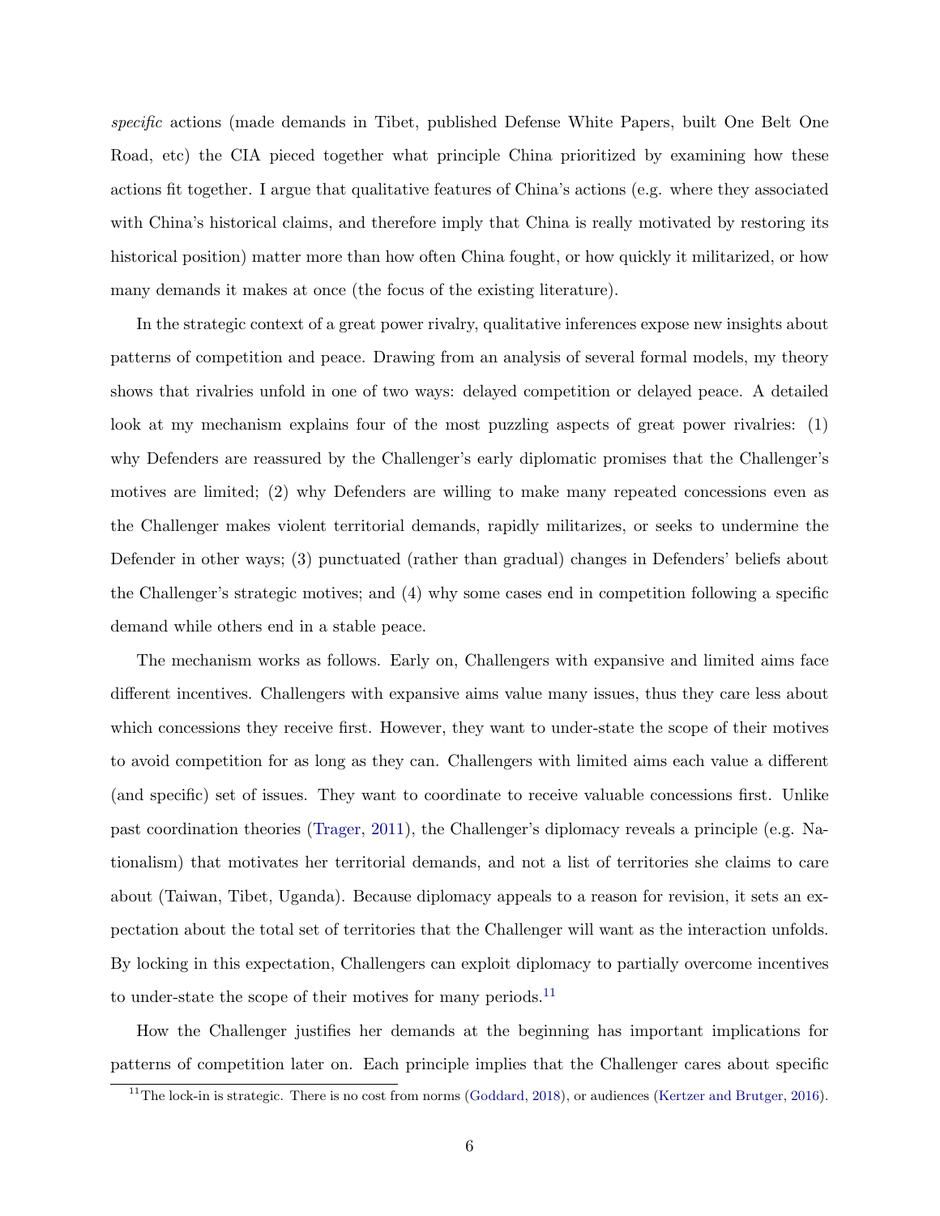*specific* actions (made demands in Tibet, published Defense White Papers, built One Belt One Road, etc) the CIA pieced together what principle China prioritized by examining how these actions fit together. I argue that qualitative features of China's actions (e.g. where they associated with China's historical claims, and therefore imply that China is really motivated by restoring its historical position) matter more than how often China fought, or how quickly it militarized, or how many demands it makes at once (the focus of the existing literature).

In the strategic context of a great power rivalry, qualitative inferences expose new insights about patterns of competition and peace. Drawing from an analysis of several formal models, my theory shows that rivalries unfold in one of two ways: delayed competition or delayed peace. A detailed look at my mechanism explains four of the most puzzling aspects of great power rivalries: (1) why Defenders are reassured by the Challenger's early diplomatic promises that the Challenger's motives are limited; (2) why Defenders are willing to make many repeated concessions even as the Challenger makes violent territorial demands, rapidly militarizes, or seeks to undermine the Defender in other ways; (3) punctuated (rather than gradual) changes in Defenders' beliefs about the Challenger's strategic motives; and (4) why some cases end in competition following a specific demand while others end in a stable peace.

The mechanism works as follows. Early on, Challengers with expansive and limited aims face different incentives. Challengers with expansive aims value many issues, thus they care less about which concessions they receive first. However, they want to under-state the scope of their motives to avoid competition for as long as they can. Challengers with limited aims each value a different (and specific) set of issues. They want to coordinate to receive valuable concessions first. Unlike past coordination theories (Trager, 2011), the Challenger's diplomacy reveals a principle (e.g. Nationalism) that motivates her territorial demands, and not a list of territories she claims to care about (Taiwan, Tibet, Uganda). Because diplomacy appeals to a reason for revision, it sets an expectation about the total set of territories that the Challenger will want as the interaction unfolds. By locking in this expectation, Challengers can exploit diplomacy to partially overcome incentives to under-state the scope of their motives for many periods.[11]

How the Challenger justifies her demands at the beginning has important implications for patterns of competition later on. Each principle implies that the Challenger cares about specific

[11] The lock-in is strategic. There is no cost from norms (Goddard, 2018), or audiences (Kertzer and Brutger, 2016).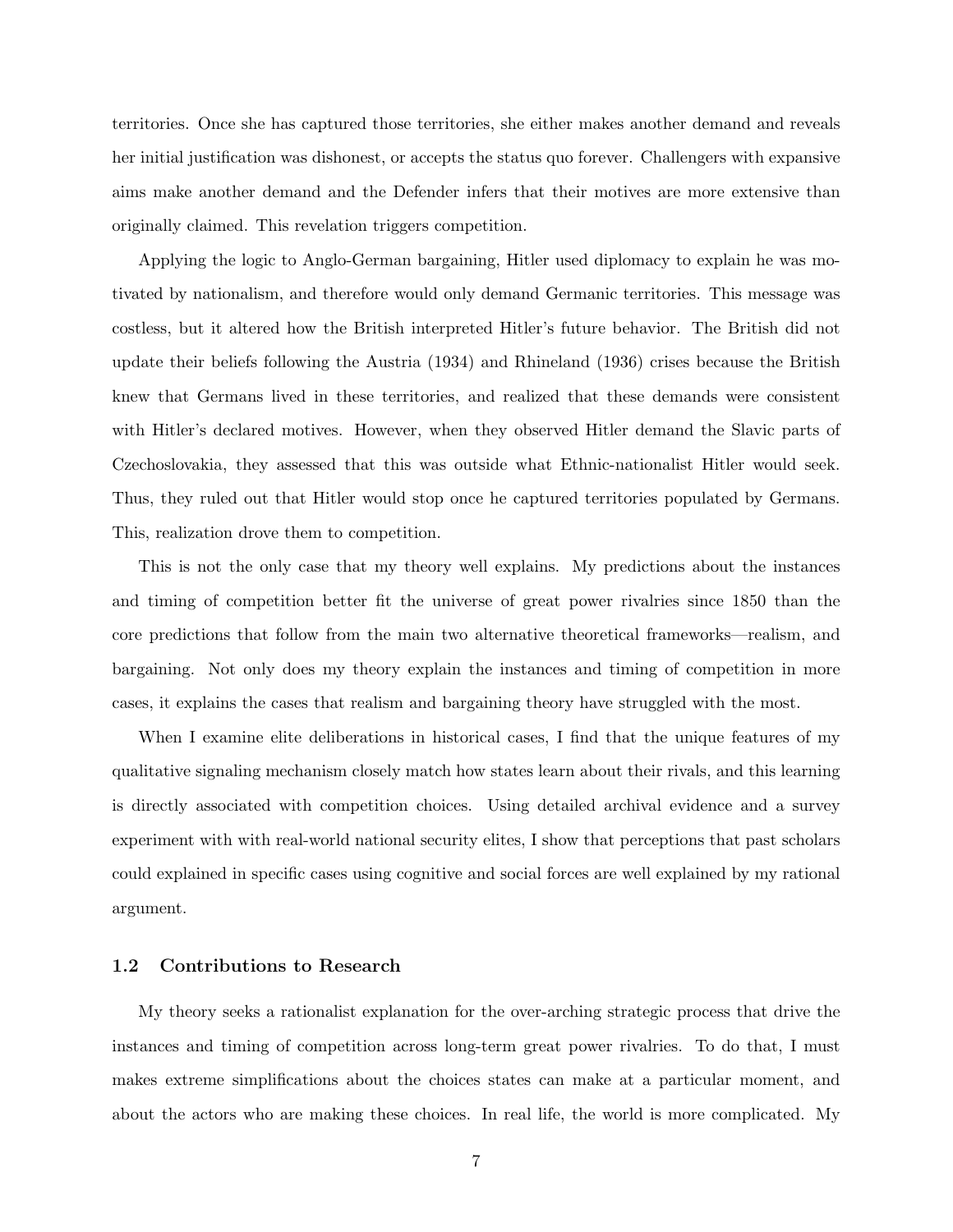territories. Once she has captured those territories, she either makes another demand and reveals her initial justification was dishonest, or accepts the status quo forever. Challengers with expansive aims make another demand and the Defender infers that their motives are more extensive than originally claimed. This revelation triggers competition.

Applying the logic to Anglo-German bargaining, Hitler used diplomacy to explain he was motivated by nationalism, and therefore would only demand Germanic territories. This message was costless, but it altered how the British interpreted Hitler's future behavior. The British did not update their beliefs following the Austria (1934) and Rhineland (1936) crises because the British knew that Germans lived in these territories, and realized that these demands were consistent with Hitler's declared motives. However, when they observed Hitler demand the Slavic parts of Czechoslovakia, they assessed that this was outside what Ethnic-nationalist Hitler would seek. Thus, they ruled out that Hitler would stop once he captured territories populated by Germans. This, realization drove them to competition.

This is not the only case that my theory well explains. My predictions about the instances and timing of competition better fit the universe of great power rivalries since 1850 than the core predictions that follow from the main two alternative theoretical frameworks—realism, and bargaining. Not only does my theory explain the instances and timing of competition in more cases, it explains the cases that realism and bargaining theory have struggled with the most.

When I examine elite deliberations in historical cases, I find that the unique features of my qualitative signaling mechanism closely match how states learn about their rivals, and this learning is directly associated with competition choices. Using detailed archival evidence and a survey experiment with with real-world national security elites, I show that perceptions that past scholars could explained in specific cases using cognitive and social forces are well explained by my rational argument.

### 1.2 Contributions to Research

My theory seeks a rationalist explanation for the over-arching strategic process that drive the instances and timing of competition across long-term great power rivalries. To do that, I must makes extreme simplifications about the choices states can make at a particular moment, and about the actors who are making these choices. In real life, the world is more complicated. My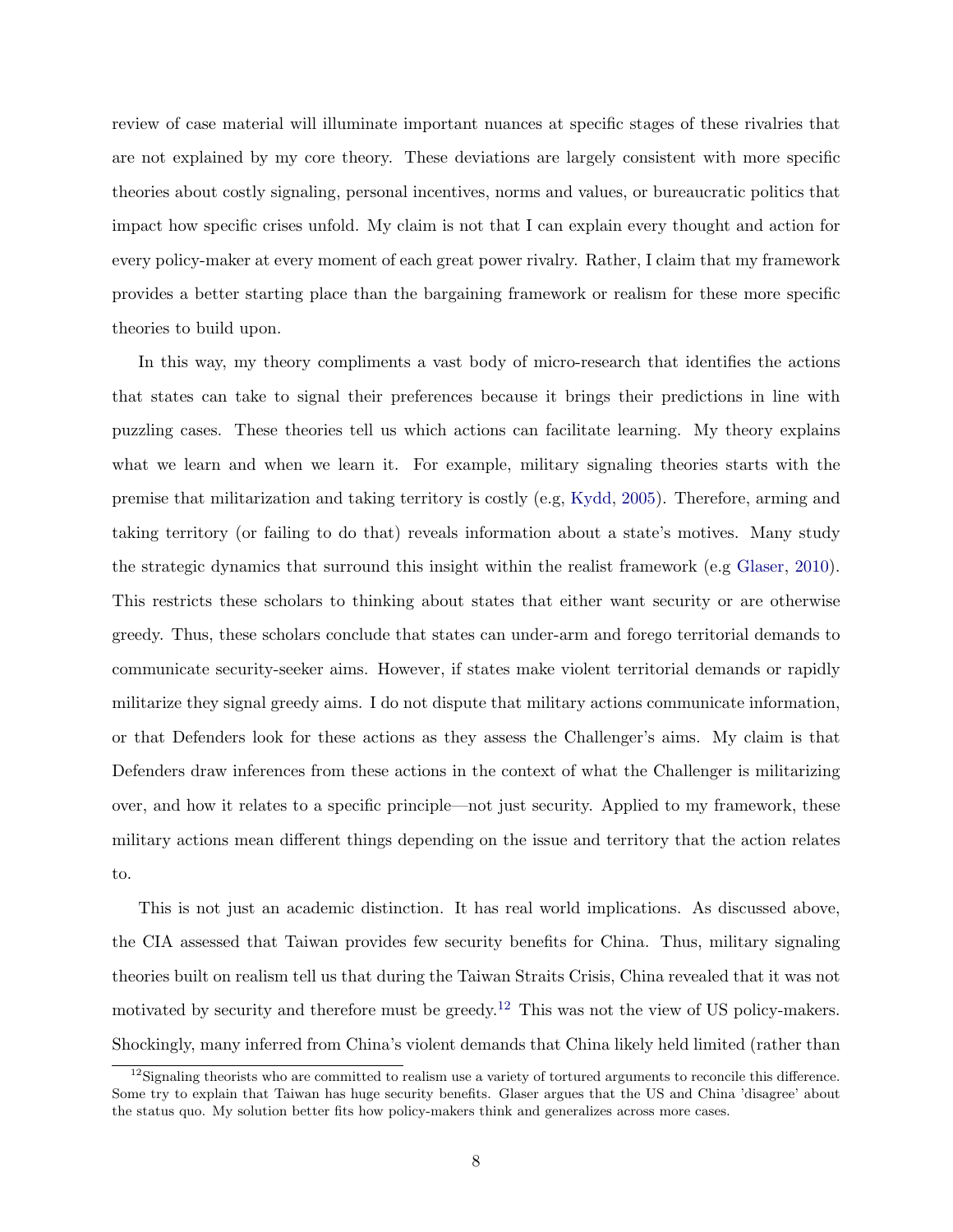review of case material will illuminate important nuances at specific stages of these rivalries that are not explained by my core theory. These deviations are largely consistent with more specific theories about costly signaling, personal incentives, norms and values, or bureaucratic politics that impact how specific crises unfold. My claim is not that I can explain every thought and action for every policy-maker at every moment of each great power rivalry. Rather, I claim that my framework provides a better starting place than the bargaining framework or realism for these more specific theories to build upon.

In this way, my theory compliments a vast body of micro-research that identifies the actions that states can take to signal their preferences because it brings their predictions in line with puzzling cases. These theories tell us which actions can facilitate learning. My theory explains what we learn and when we learn it. For example, military signaling theories starts with the premise that militarization and taking territory is costly (e.g, Kydd, 2005). Therefore, arming and taking territory (or failing to do that) reveals information about a state's motives. Many study the strategic dynamics that surround this insight within the realist framework (e.g Glaser, 2010). This restricts these scholars to thinking about states that either want security or are otherwise greedy. Thus, these scholars conclude that states can under-arm and forego territorial demands to communicate security-seeker aims. However, if states make violent territorial demands or rapidly militarize they signal greedy aims. I do not dispute that military actions communicate information, or that Defenders look for these actions as they assess the Challenger's aims. My claim is that Defenders draw inferences from these actions in the context of what the Challenger is militarizing over, and how it relates to a specific principle—not just security. Applied to my framework, these military actions mean different things depending on the issue and territory that the action relates to.

This is not just an academic distinction. It has real world implications. As discussed above, the CIA assessed that Taiwan provides few security benefits for China. Thus, military signaling theories built on realism tell us that during the Taiwan Straits Crisis, China revealed that it was not motivated by security and therefore must be greedy.[12] This was not the view of US policy-makers. Shockingly, many inferred from China's violent demands that China likely held limited (rather than

[12] Signaling theorists who are committed to realism use a variety of tortured arguments to reconcile this difference. Some try to explain that Taiwan has huge security benefits. Glaser argues that the US and China 'disagree' about the status quo. My solution better fits how policy-makers think and generalizes across more cases.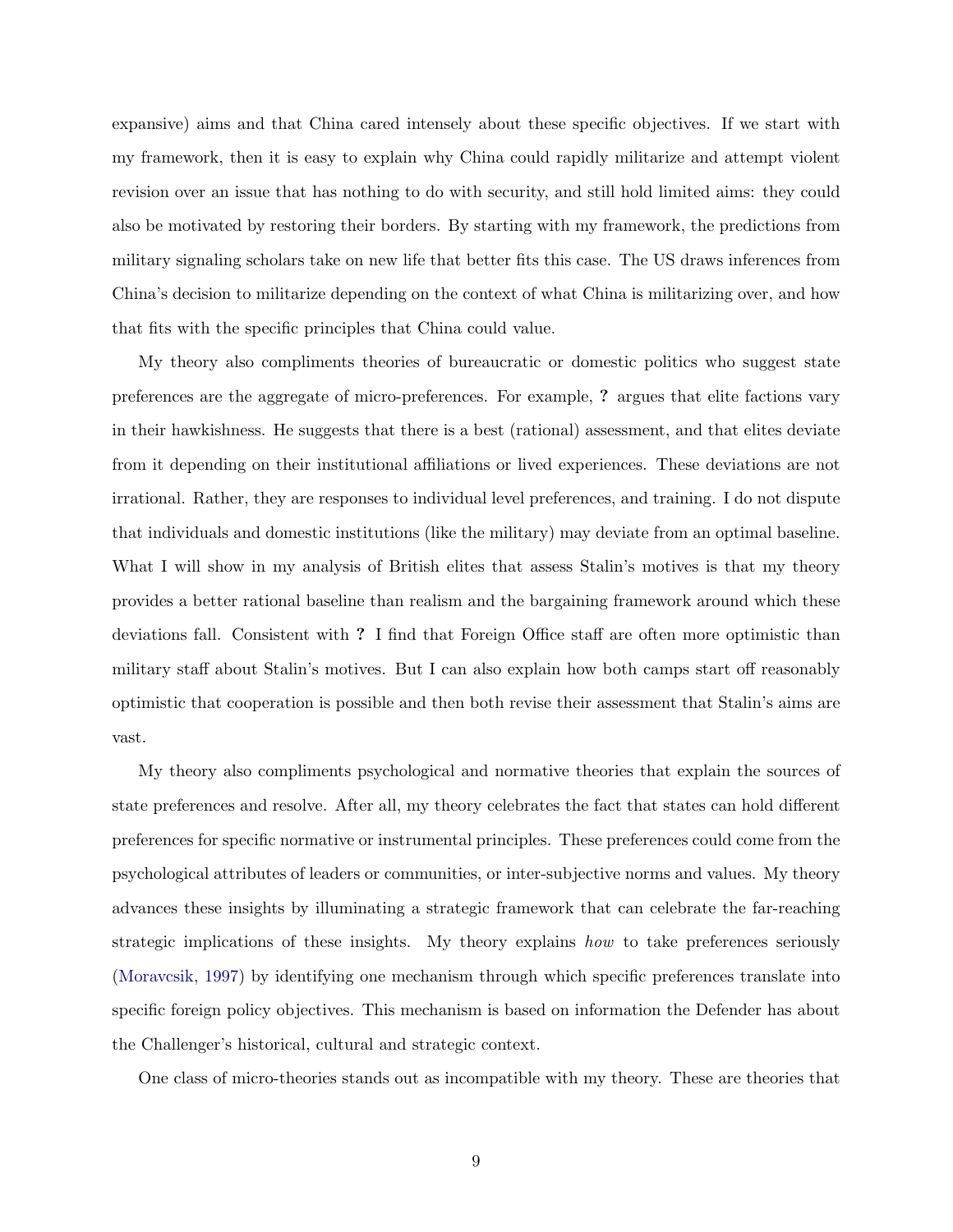expansive) aims and that China cared intensely about these specific objectives. If we start with my framework, then it is easy to explain why China could rapidly militarize and attempt violent revision over an issue that has nothing to do with security, and still hold limited aims: they could also be motivated by restoring their borders. By starting with my framework, the predictions from military signaling scholars take on new life that better fits this case. The US draws inferences from China's decision to militarize depending on the context of what China is militarizing over, and how that fits with the specific principles that China could value.

My theory also compliments theories of bureaucratic or domestic politics who suggest state preferences are the aggregate of micro-preferences. For example, **?** argues that elite factions vary in their hawkishness. He suggests that there is a best (rational) assessment, and that elites deviate from it depending on their institutional affiliations or lived experiences. These deviations are not irrational. Rather, they are responses to individual level preferences, and training. I do not dispute that individuals and domestic institutions (like the military) may deviate from an optimal baseline. What I will show in my analysis of British elites that assess Stalin's motives is that my theory provides a better rational baseline than realism and the bargaining framework around which these deviations fall. Consistent with **?** I find that Foreign Office staff are often more optimistic than military staff about Stalin's motives. But I can also explain how both camps start off reasonably optimistic that cooperation is possible and then both revise their assessment that Stalin's aims are vast.

My theory also compliments psychological and normative theories that explain the sources of state preferences and resolve. After all, my theory celebrates the fact that states can hold different preferences for specific normative or instrumental principles. These preferences could come from the psychological attributes of leaders or communities, or inter-subjective norms and values. My theory advances these insights by illuminating a strategic framework that can celebrate the far-reaching strategic implications of these insights. My theory explains *how* to take preferences seriously (Moravcsik, 1997) by identifying one mechanism through which specific preferences translate into specific foreign policy objectives. This mechanism is based on information the Defender has about the Challenger's historical, cultural and strategic context.

One class of micro-theories stands out as incompatible with my theory. These are theories that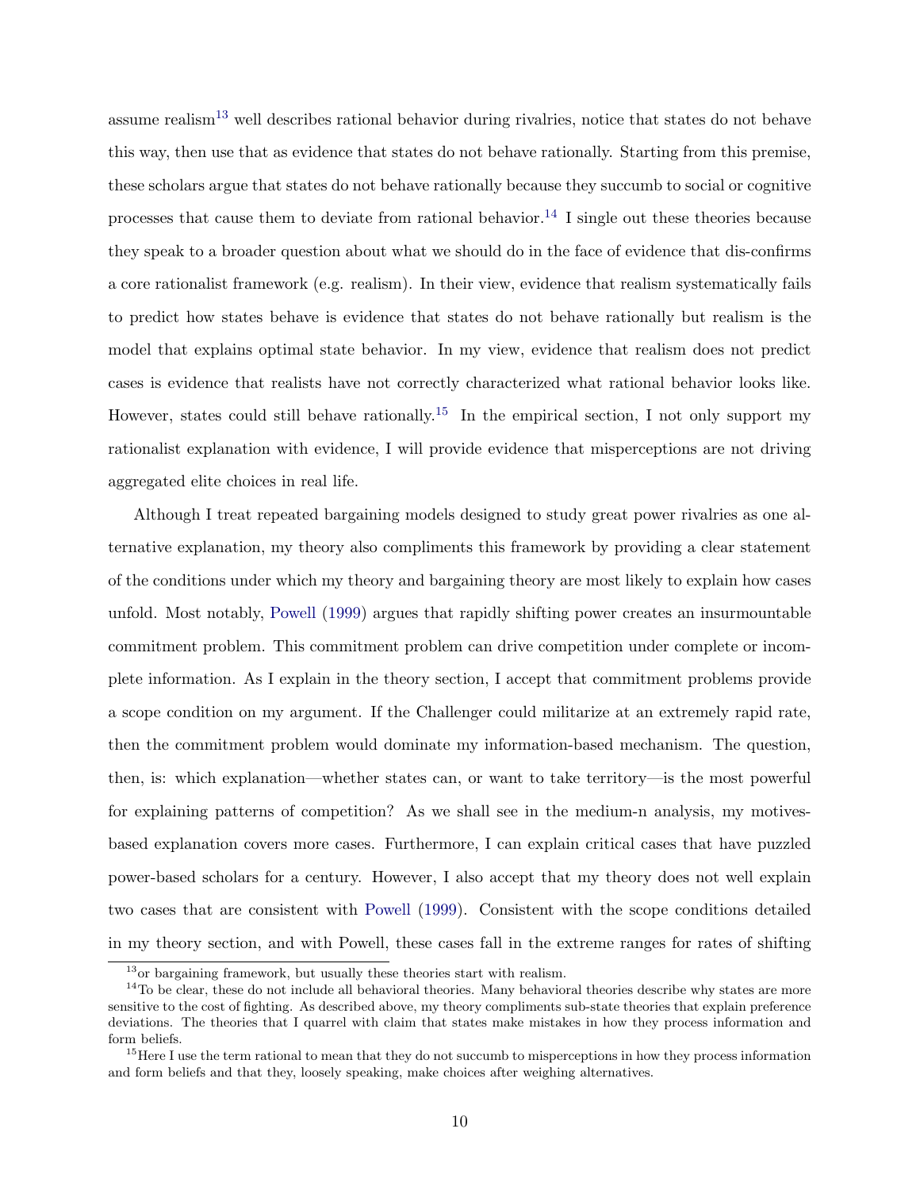assume realism[13] well describes rational behavior during rivalries, notice that states do not behave this way, then use that as evidence that states do not behave rationally. Starting from this premise, these scholars argue that states do not behave rationally because they succumb to social or cognitive processes that cause them to deviate from rational behavior.[14] I single out these theories because they speak to a broader question about what we should do in the face of evidence that dis-confirms a core rationalist framework (e.g. realism). In their view, evidence that realism systematically fails to predict how states behave is evidence that states do not behave rationally but realism is the model that explains optimal state behavior. In my view, evidence that realism does not predict cases is evidence that realists have not correctly characterized what rational behavior looks like. However, states could still behave rationally.[15] In the empirical section, I not only support my rationalist explanation with evidence, I will provide evidence that misperceptions are not driving aggregated elite choices in real life.

Although I treat repeated bargaining models designed to study great power rivalries as one alternative explanation, my theory also compliments this framework by providing a clear statement of the conditions under which my theory and bargaining theory are most likely to explain how cases unfold. Most notably, Powell (1999) argues that rapidly shifting power creates an insurmountable commitment problem. This commitment problem can drive competition under complete or incomplete information. As I explain in the theory section, I accept that commitment problems provide a scope condition on my argument. If the Challenger could militarize at an extremely rapid rate, then the commitment problem would dominate my information-based mechanism. The question, then, is: which explanation—whether states can, or want to take territory—is the most powerful for explaining patterns of competition? As we shall see in the medium-n analysis, my motives-based explanation covers more cases. Furthermore, I can explain critical cases that have puzzled power-based scholars for a century. However, I also accept that my theory does not well explain two cases that are consistent with Powell (1999). Consistent with the scope conditions detailed in my theory section, and with Powell, these cases fall in the extreme ranges for rates of shifting

[13] or bargaining framework, but usually these theories start with realism.

[14] To be clear, these do not include all behavioral theories. Many behavioral theories describe why states are more sensitive to the cost of fighting. As described above, my theory compliments sub-state theories that explain preference deviations. The theories that I quarrel with claim that states make mistakes in how they process information and form beliefs.

[15] Here I use the term rational to mean that they do not succumb to misperceptions in how they process information and form beliefs and that they, loosely speaking, make choices after weighing alternatives.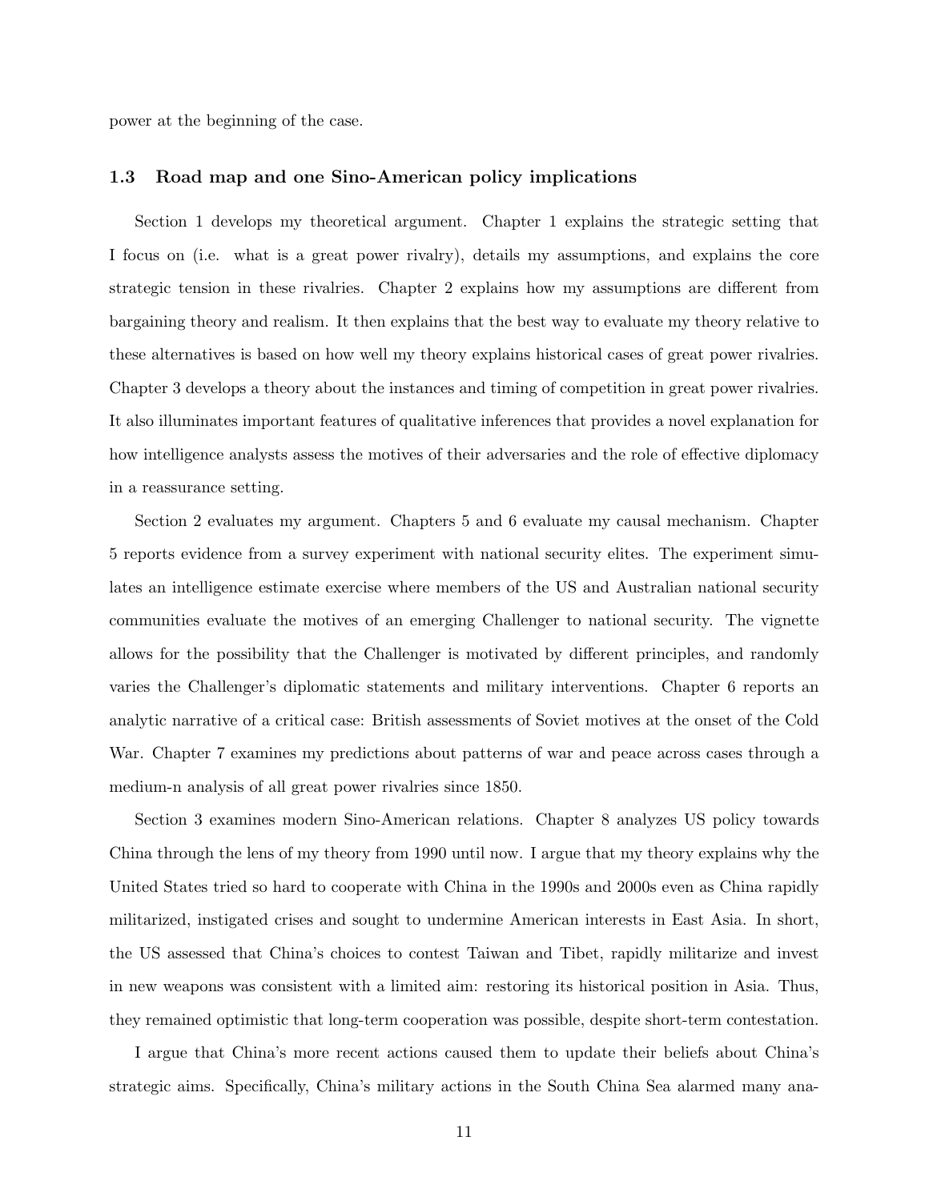power at the beginning of the case.

### 1.3 Road map and one Sino-American policy implications

Section 1 develops my theoretical argument. Chapter 1 explains the strategic setting that I focus on (i.e. what is a great power rivalry), details my assumptions, and explains the core strategic tension in these rivalries. Chapter 2 explains how my assumptions are different from bargaining theory and realism. It then explains that the best way to evaluate my theory relative to these alternatives is based on how well my theory explains historical cases of great power rivalries. Chapter 3 develops a theory about the instances and timing of competition in great power rivalries. It also illuminates important features of qualitative inferences that provides a novel explanation for how intelligence analysts assess the motives of their adversaries and the role of effective diplomacy in a reassurance setting.

Section 2 evaluates my argument. Chapters 5 and 6 evaluate my causal mechanism. Chapter 5 reports evidence from a survey experiment with national security elites. The experiment simulates an intelligence estimate exercise where members of the US and Australian national security communities evaluate the motives of an emerging Challenger to national security. The vignette allows for the possibility that the Challenger is motivated by different principles, and randomly varies the Challenger's diplomatic statements and military interventions. Chapter 6 reports an analytic narrative of a critical case: British assessments of Soviet motives at the onset of the Cold War. Chapter 7 examines my predictions about patterns of war and peace across cases through a medium-n analysis of all great power rivalries since 1850.

Section 3 examines modern Sino-American relations. Chapter 8 analyzes US policy towards China through the lens of my theory from 1990 until now. I argue that my theory explains why the United States tried so hard to cooperate with China in the 1990s and 2000s even as China rapidly militarized, instigated crises and sought to undermine American interests in East Asia. In short, the US assessed that China's choices to contest Taiwan and Tibet, rapidly militarize and invest in new weapons was consistent with a limited aim: restoring its historical position in Asia. Thus, they remained optimistic that long-term cooperation was possible, despite short-term contestation.

I argue that China's more recent actions caused them to update their beliefs about China's strategic aims. Specifically, China's military actions in the South China Sea alarmed many ana-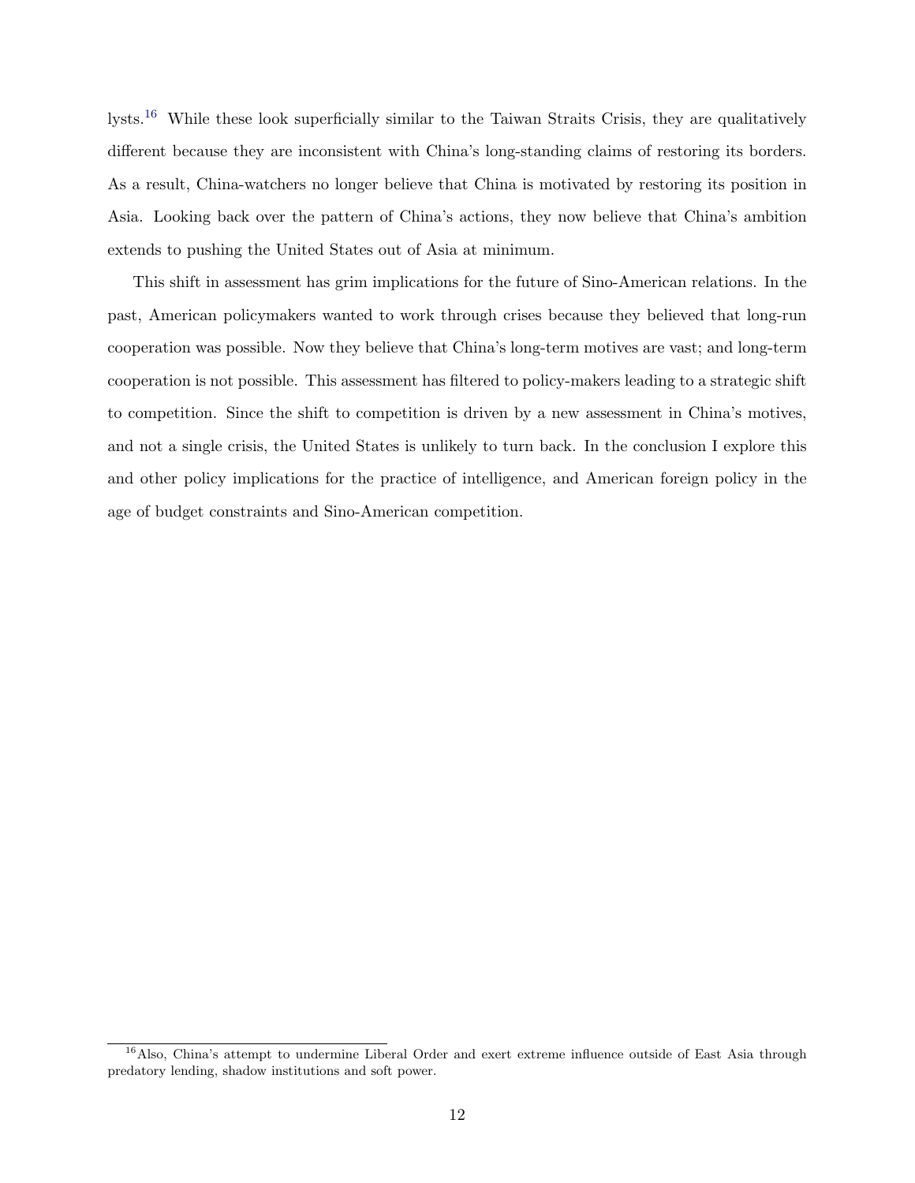lysts.[16] While these look superficially similar to the Taiwan Straits Crisis, they are qualitatively different because they are inconsistent with China's long-standing claims of restoring its borders. As a result, China-watchers no longer believe that China is motivated by restoring its position in Asia. Looking back over the pattern of China's actions, they now believe that China's ambition extends to pushing the United States out of Asia at minimum.

This shift in assessment has grim implications for the future of Sino-American relations. In the past, American policymakers wanted to work through crises because they believed that long-run cooperation was possible. Now they believe that China's long-term motives are vast; and long-term cooperation is not possible. This assessment has filtered to policy-makers leading to a strategic shift to competition. Since the shift to competition is driven by a new assessment in China's motives, and not a single crisis, the United States is unlikely to turn back. In the conclusion I explore this and other policy implications for the practice of intelligence, and American foreign policy in the age of budget constraints and Sino-American competition.

[16] Also, China's attempt to undermine Liberal Order and exert extreme influence outside of East Asia through predatory lending, shadow institutions and soft power.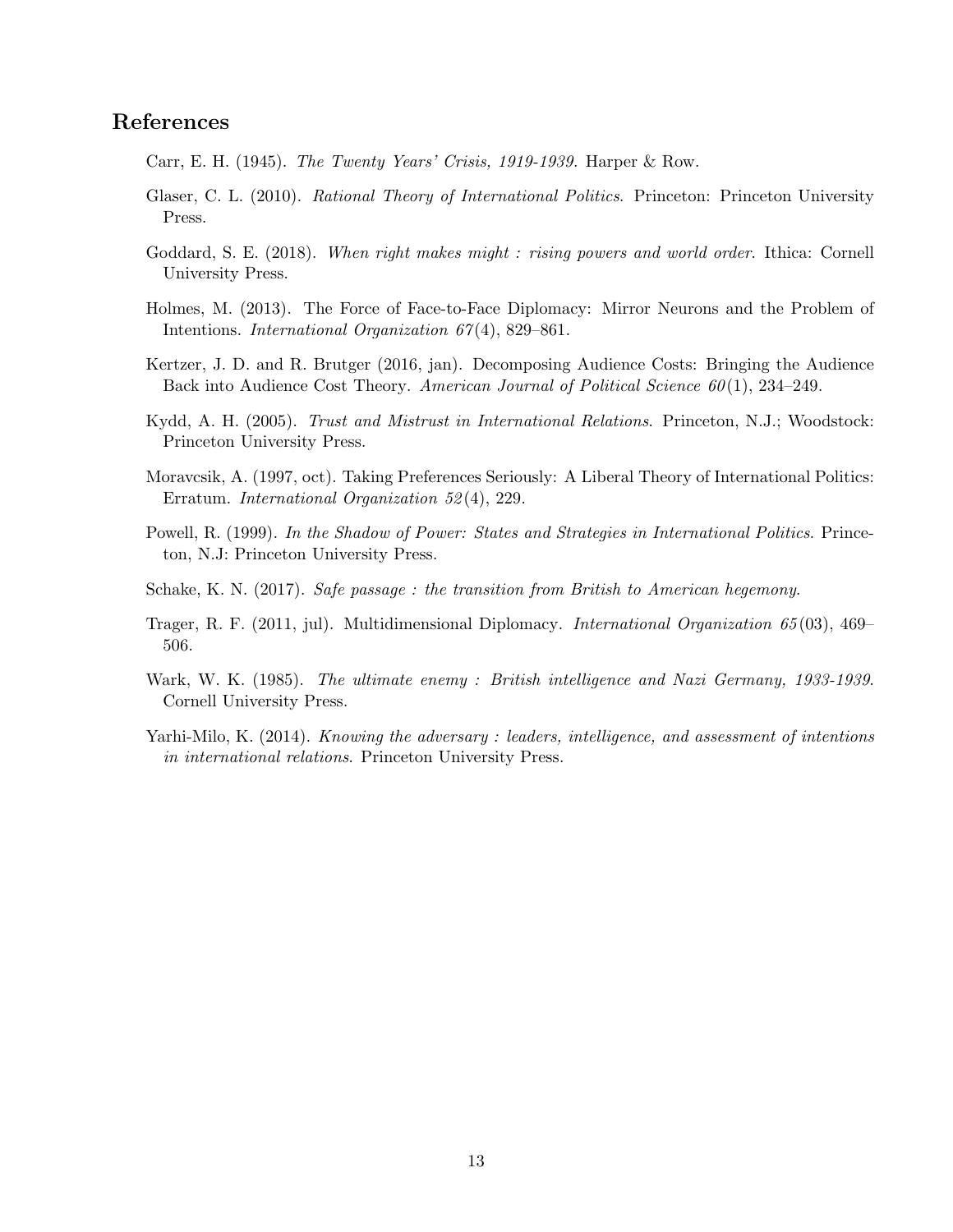## References

Carr, E. H. (1945). *The Twenty Years' Crisis, 1919-1939.* Harper & Row.

Glaser, C. L. (2010). *Rational Theory of International Politics*. Princeton: Princeton University Press.

Goddard, S. E. (2018). *When right makes might : rising powers and world order*. Ithica: Cornell University Press.

Holmes, M. (2013). The Force of Face-to-Face Diplomacy: Mirror Neurons and the Problem of Intentions. *International Organization 67*(4), 829–861.

Kertzer, J. D. and R. Brutger (2016, jan). Decomposing Audience Costs: Bringing the Audience Back into Audience Cost Theory. *American Journal of Political Science 60*(1), 234–249.

Kydd, A. H. (2005). *Trust and Mistrust in International Relations*. Princeton, N.J.; Woodstock: Princeton University Press.

Moravcsik, A. (1997, oct). Taking Preferences Seriously: A Liberal Theory of International Politics: Erratum. *International Organization 52*(4), 229.

Powell, R. (1999). *In the Shadow of Power: States and Strategies in International Politics*. Princeton, N.J: Princeton University Press.

Schake, K. N. (2017). *Safe passage : the transition from British to American hegemony*.

Trager, R. F. (2011, jul). Multidimensional Diplomacy. *International Organization 65*(03), 469–506.

Wark, W. K. (1985). *The ultimate enemy : British intelligence and Nazi Germany, 1933-1939*. Cornell University Press.

Yarhi-Milo, K. (2014). *Knowing the adversary : leaders, intelligence, and assessment of intentions in international relations*. Princeton University Press.